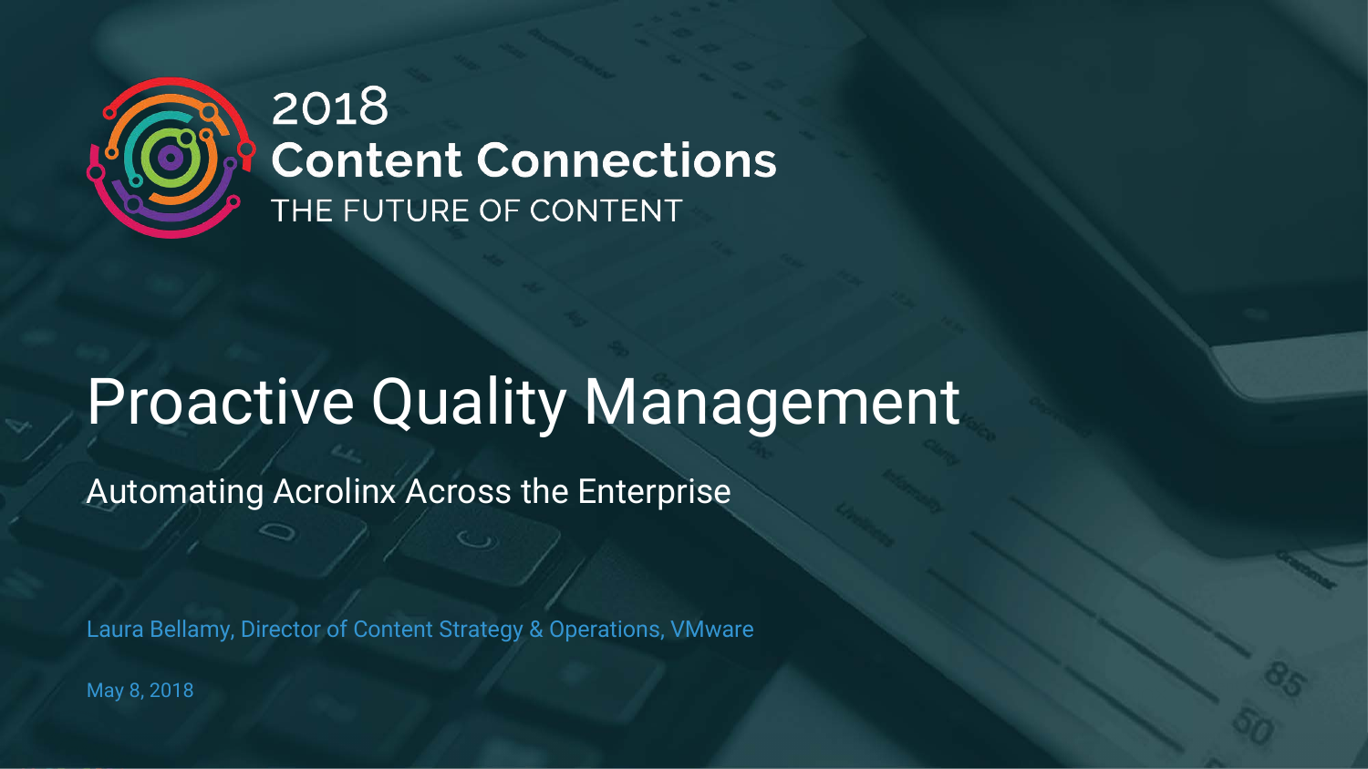2018

**Content Connections**

THE FUTURE OF CONTENT

# Proactive Quality Management

## Automating Acrolinx Across the Enterprise

Laura Bellamy, Director of Content Strategy & Operations, VMware

May 8, 2018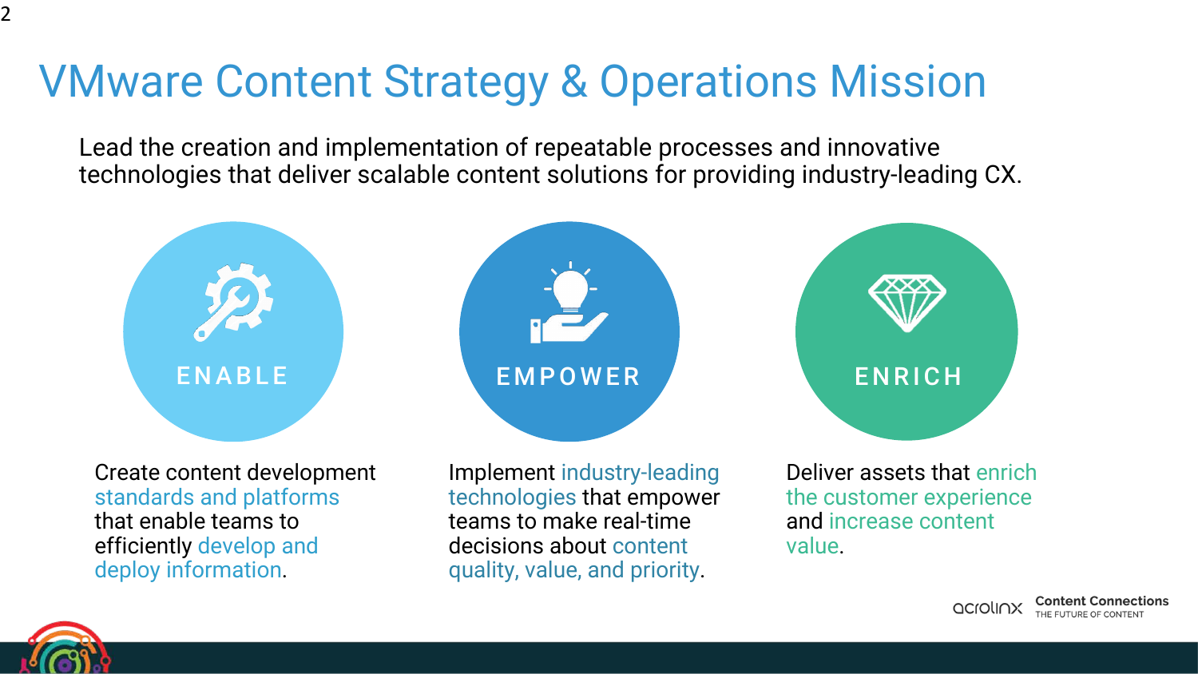# VMware Content Strategy & Operations Mission

Lead the creation and implementation of repeatable processes and innovative technologies that deliver scalable content solutions for providing industry-leading CX.

### ENABLE

Create content development standards and platforms that enable teams to efficiently develop and deploy information.

### EMPOWER

Implement industry-leading technologies that empower teams to make real-time decisions about content quality, value, and priority.

### ENRICH

Deliver assets that enrich the customer experience and increase content value.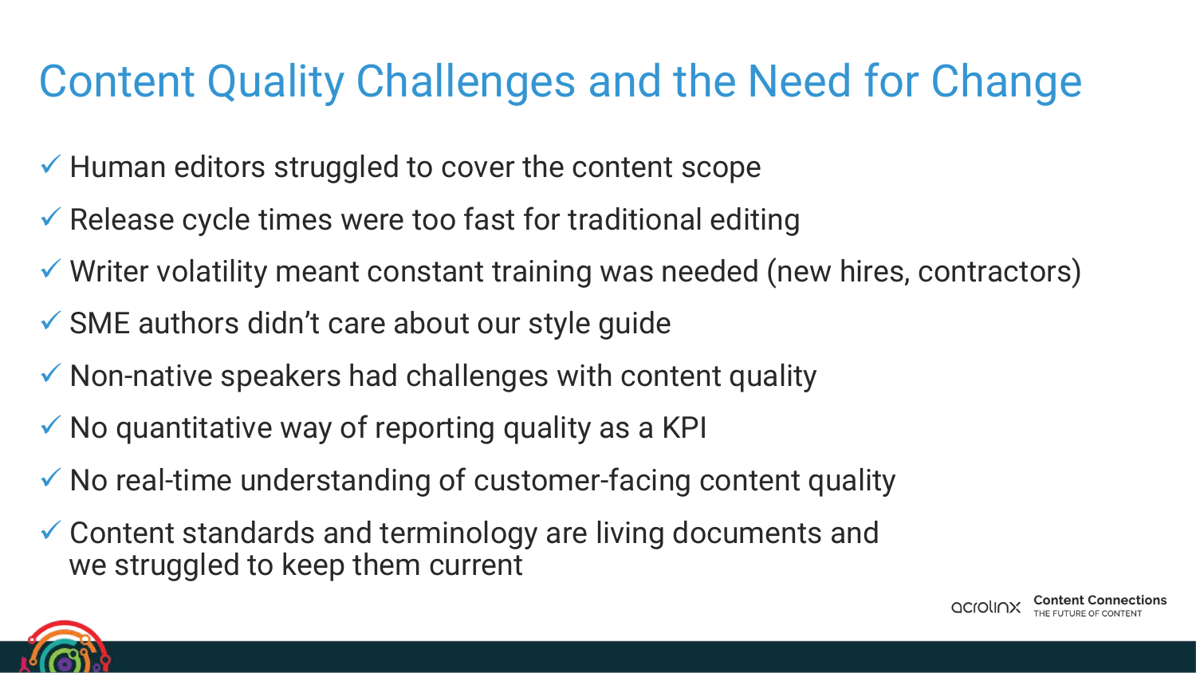# Content Quality Challenges and the Need for Change

- ✓ Human editors struggled to cover the content scope
- ✓ Release cycle times were too fast for traditional editing
- ✓ Writer volatility meant constant training was needed (new hires, contractors)
- ✓ SME authors didn't care about our style guide
- ✓ Non-native speakers had challenges with content quality
- ✓ No quantitative way of reporting quality as a KPI
- ✓ No real-time understanding of customer-facing content quality
- ✓ Content standards and terminology are living documents and we struggled to keep them current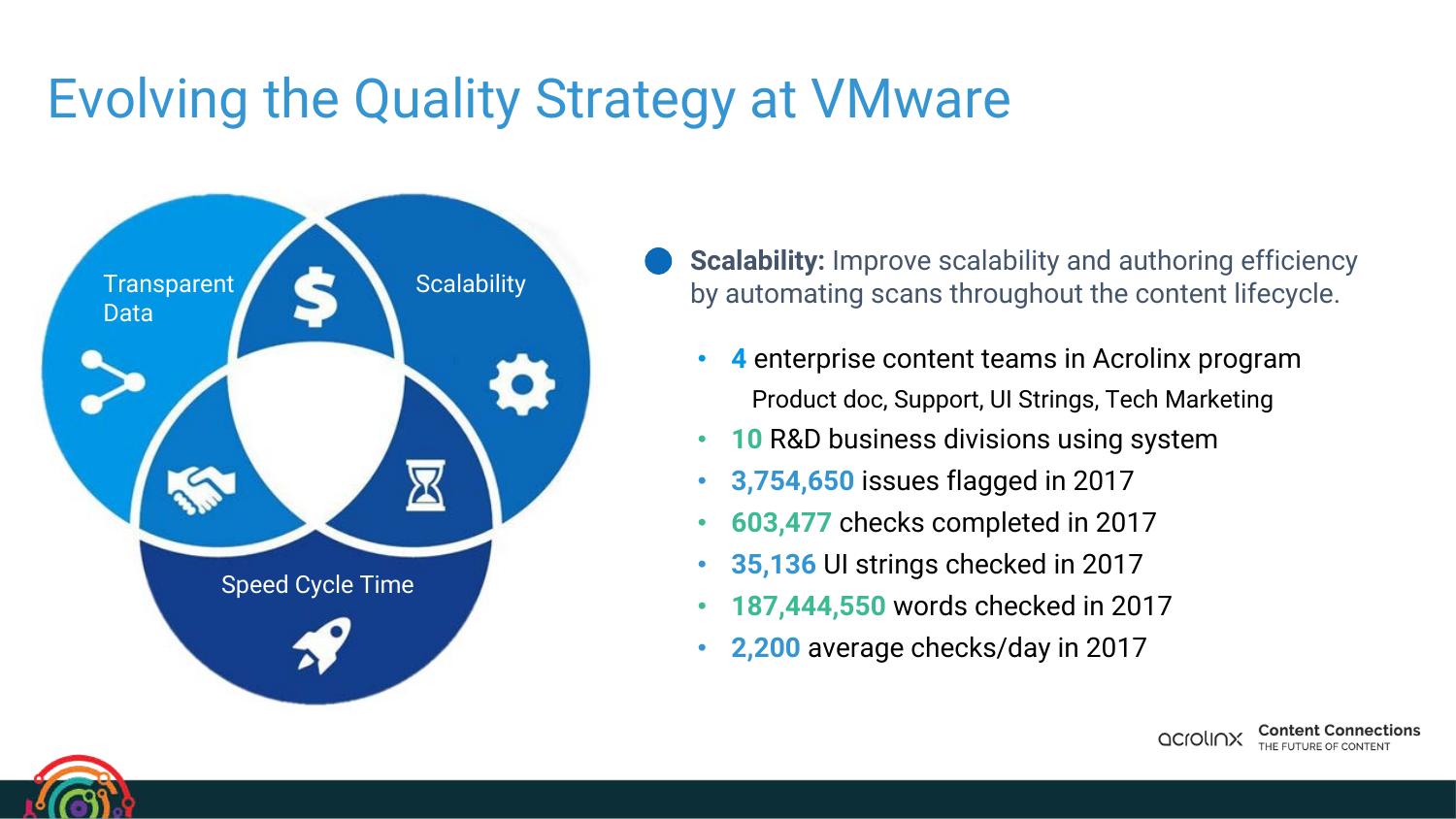# Evolving the Quality Strategy at VMware

Transparent Data

Scalability

Speed Cycle Time

**Scalability:** Improve scalability and authoring efficiency by automating scans throughout the content lifecycle.

- **4** enterprise content teams in Acrolinx program
  Product doc, Support, UI Strings, Tech Marketing
- **10** R&D business divisions using system
- **3,754,650** issues flagged in 2017
- **603,477** checks completed in 2017
- **35,136** UI strings checked in 2017
- **187,444,550** words checked in 2017
- **2,200** average checks/day in 2017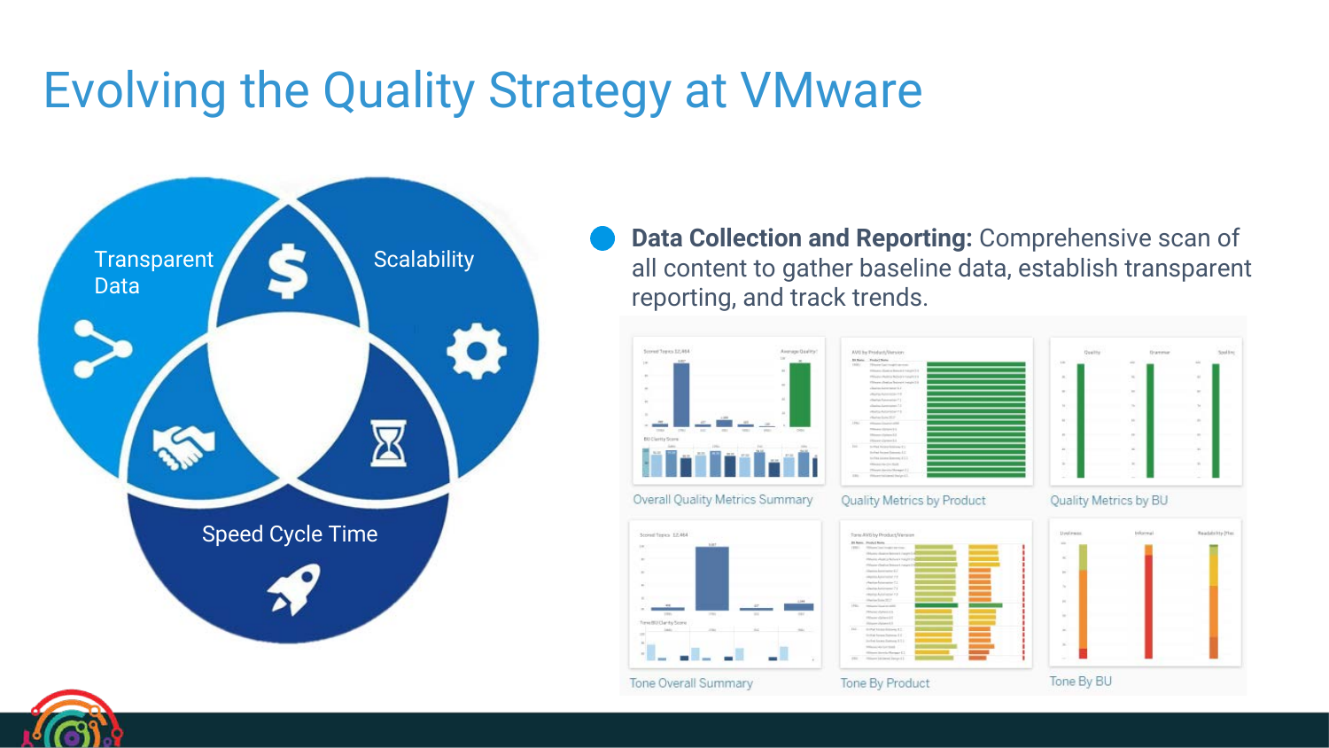# Evolving the Quality Strategy at VMware

Transparent Data

Scalability

Speed Cycle Time

- **Data Collection and Reporting:** Comprehensive scan of all content to gather baseline data, establish transparent reporting, and track trends.

Overall Quality Metrics Summary

Quality Metrics by Product

Quality Metrics by BU

Tone Overall Summary

Tone By Product

Tone By BU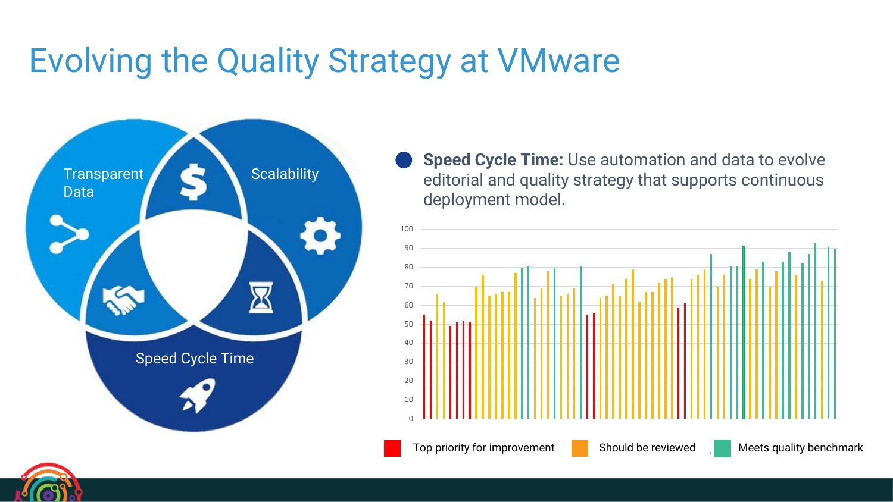# Evolving the Quality Strategy at VMware

Transparent Data

Scalability

Speed Cycle Time

- **Speed Cycle Time:** Use automation and data to evolve editorial and quality strategy that supports continuous deployment model.

Top priority for improvement

Should be reviewed

Meets quality benchmark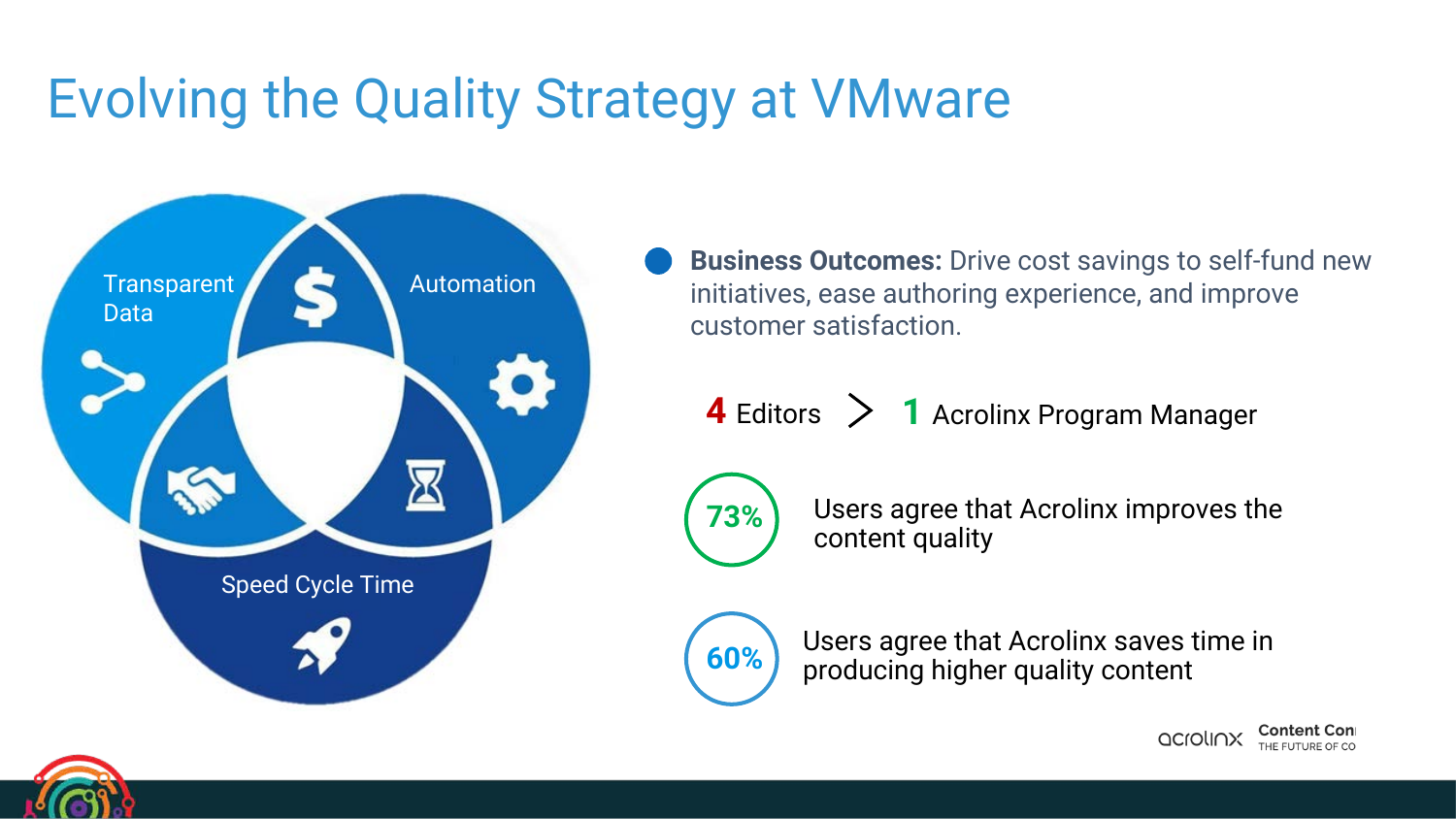# Evolving the Quality Strategy at VMware

Transparent Data

Automation

Speed Cycle Time

- **Business Outcomes:** Drive cost savings to self-fund new initiatives, ease authoring experience, and improve customer satisfaction.

**4** Editors > **1** Acrolinx Program Manager

**73%** Users agree that Acrolinx improves the content quality

**60%** Users agree that Acrolinx saves time in producing higher quality content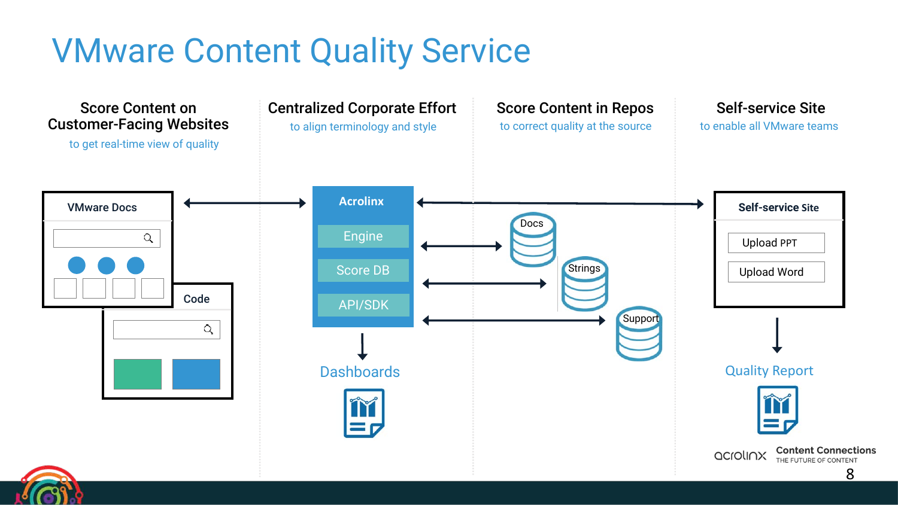# VMware Content Quality Service

### Score Content on Customer-Facing Websites

to get real-time view of quality

### Centralized Corporate Effort

to align terminology and style

### Score Content in Repos

to correct quality at the source

### Self-service Site

to enable all VMware teams

VMware Docs

Code

Acrolinx

- Engine
- Score DB
- API/SDK

Dashboards

Docs

Strings

Support

Self-service Site

- Upload PPT
- Upload Word

Quality Report

acrolinx Content Connections THE FUTURE OF CONTENT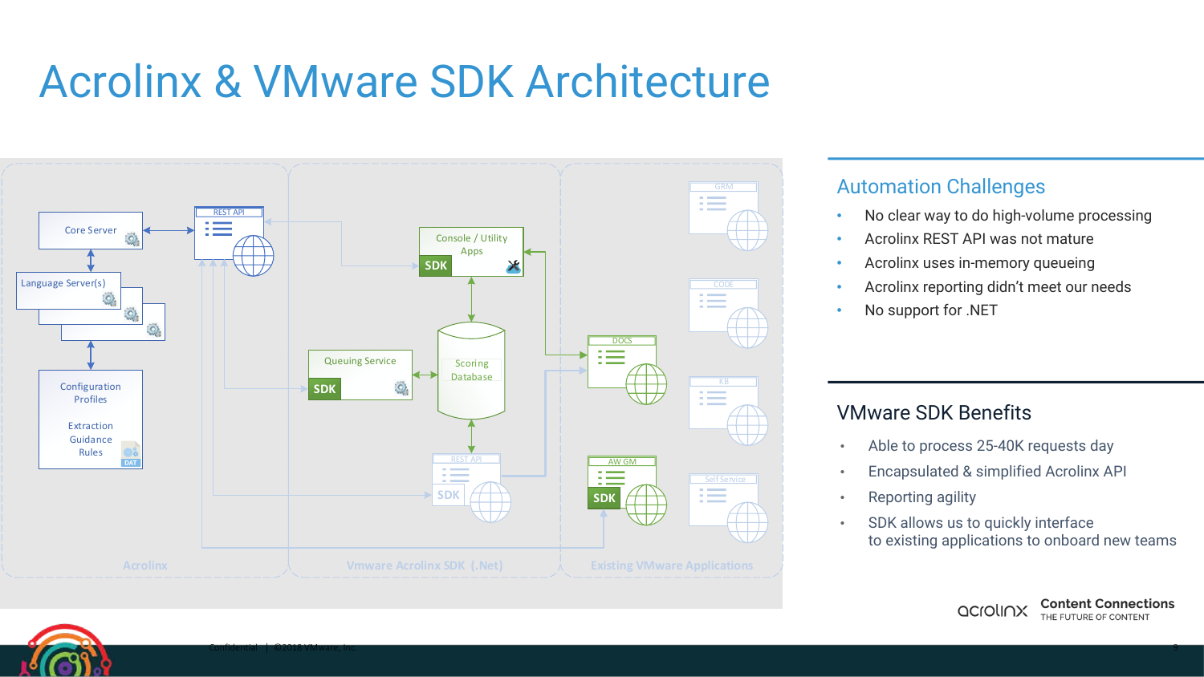# Acrolinx & VMware SDK Architecture

Core Server

Language Server(s)

Configuration Profiles

Extraction Guidance Rules

REST API

Console / Utility Apps

SDK

Queuing Service

SDK

Scoring Database

REST API

SDK

DOCS

AW GM

SDK

GRM

CODE

KB

Self Service

Acrolinx

Vmware Acrolinx SDK (.Net)

Existing VMware Applications

## Automation Challenges

- No clear way to do high-volume processing
- Acrolinx REST API was not mature
- Acrolinx uses in-memory queueing
- Acrolinx reporting didn't meet our needs
- No support for .NET

## VMware SDK Benefits

- Able to process 25-40K requests day
- Encapsulated & simplified Acrolinx API
- Reporting agility
- SDK allows us to quickly interface to existing applications to onboard new teams

Confidential | ©2018 VMware, Inc.

acrolinx **Content Connections** THE FUTURE OF CONTENT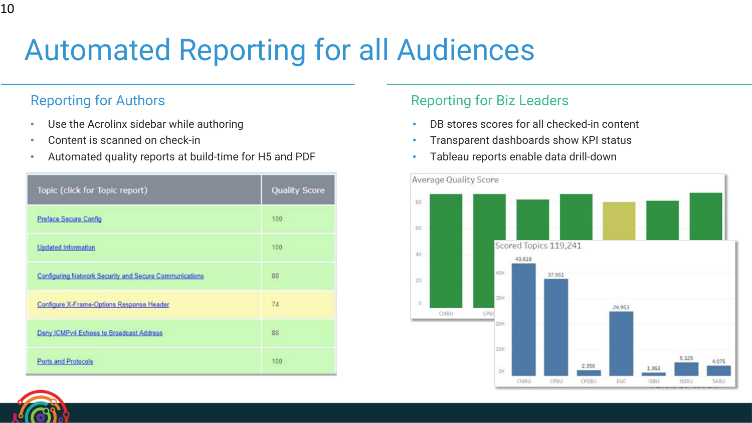# Automated Reporting for all Audiences

## Reporting for Authors

- Use the Acrolinx sidebar while authoring
- Content is scanned on check-in
- Automated quality reports at build-time for H5 and PDF

| Topic (click for Topic report) | Quality Score |
|---|---|
| Preface Secure Config | 100 |
| Updated Information | 100 |
| Configuring Network Security and Secure Communications | 88 |
| Configure X-Frame-Options Response Header | 74 |
| Deny ICMPv4 Echoes to Broadcast Address | 88 |
| Ports and Protocols | 100 |

## Reporting for Biz Leaders

- DB stores scores for all checked-in content
- Transparent dashboards show KPI status
- Tableau reports enable data drill-down

**Average Quality Score**

**Scored Topics 119,241**

| CMBU | CPBU | CPSBU | EUC | ISBU | NSBU | SABU |
|---|---|---|---|---|---|---|
| 43,618 | 37,551 | 2,356 | 24,953 | 1,363 | 5,325 | 4,075 |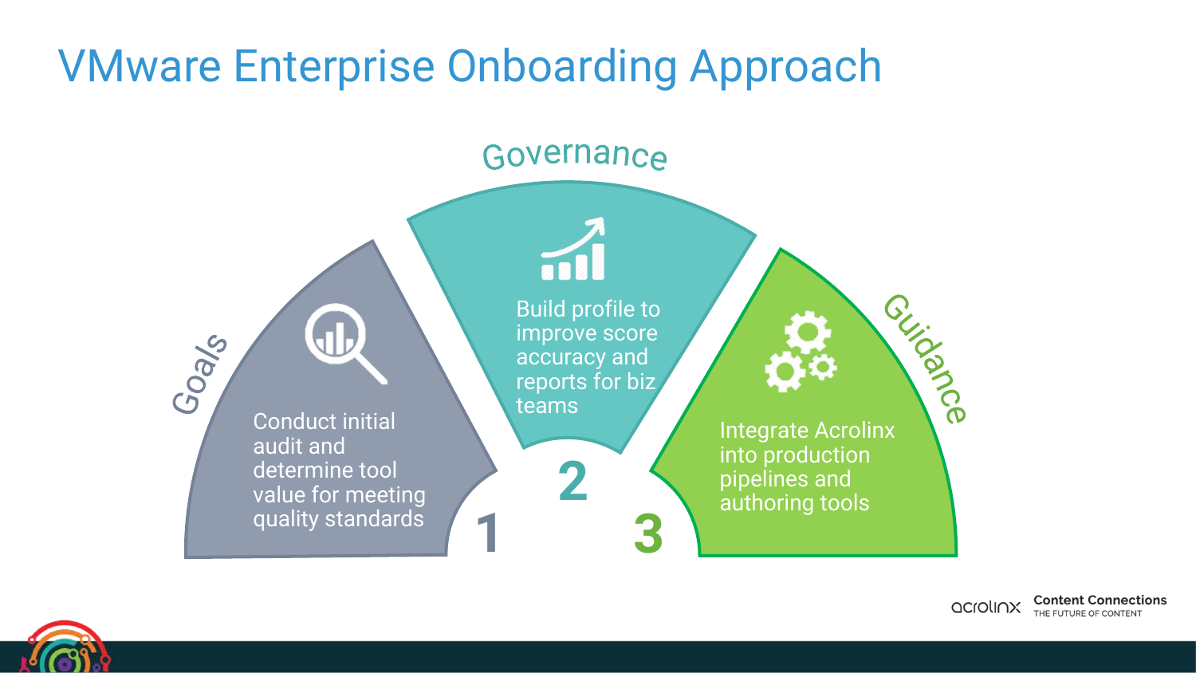# VMware Enterprise Onboarding Approach

## 1. Goals

Conduct initial audit and determine tool value for meeting quality standards

## 2. Governance

Build profile to improve score accuracy and reports for biz teams

## 3. Guidance

Integrate Acrolinx into production pipelines and authoring tools

acrolinx Content Connections THE FUTURE OF CONTENT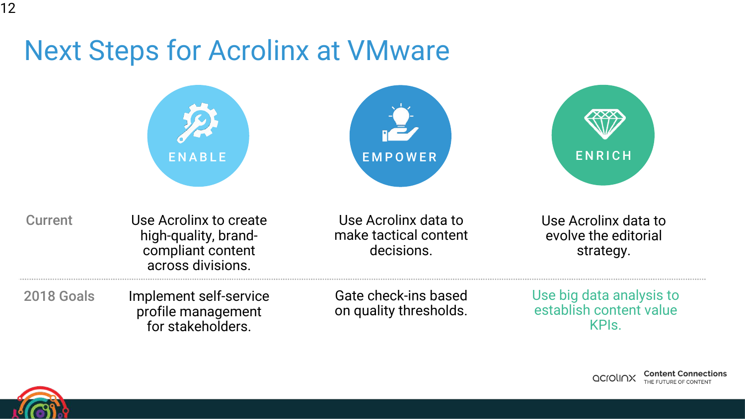# Next Steps for Acrolinx at VMware

| | ENABLE | EMPOWER | ENRICH |
|---|---|---|---|
| Current | Use Acrolinx to create high-quality, brand-compliant content across divisions. | Use Acrolinx data to make tactical content decisions. | Use Acrolinx data to evolve the editorial strategy. |
| 2018 Goals | Implement self-service profile management for stakeholders. | Gate check-ins based on quality thresholds. | Use big data analysis to establish content value KPIs. |

acrolinx Content Connections THE FUTURE OF CONTENT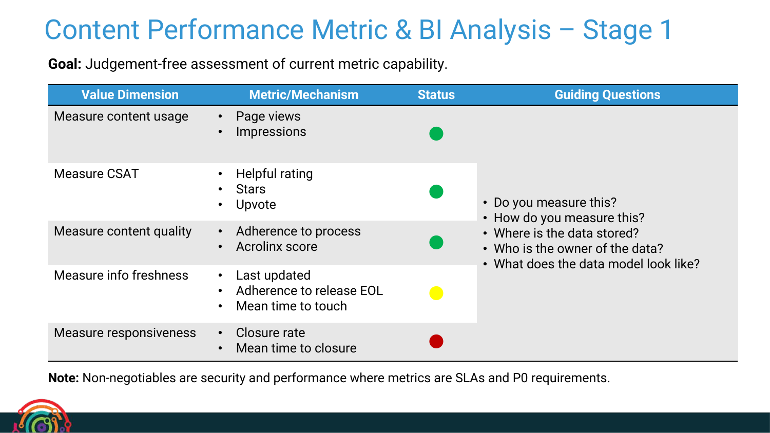# Content Performance Metric & BI Analysis – Stage 1

**Goal:** Judgement-free assessment of current metric capability.

| Value Dimension | Metric/Mechanism | Status | Guiding Questions |
|---|---|---|---|
| Measure content usage | • Page views<br>• Impressions | 🟢 | • Do you measure this?<br>• How do you measure this?<br>• Where is the data stored?<br>• Who is the owner of the data?<br>• What does the data model look like? |
| Measure CSAT | • Helpful rating<br>• Stars<br>• Upvote | 🟢 | |
| Measure content quality | • Adherence to process<br>• Acrolinx score | 🟢 | |
| Measure info freshness | • Last updated<br>• Adherence to release EOL<br>• Mean time to touch | 🟡 | |
| Measure responsiveness | • Closure rate<br>• Mean time to closure | 🔴 | |

**Note:** Non-negotiables are security and performance where metrics are SLAs and P0 requirements.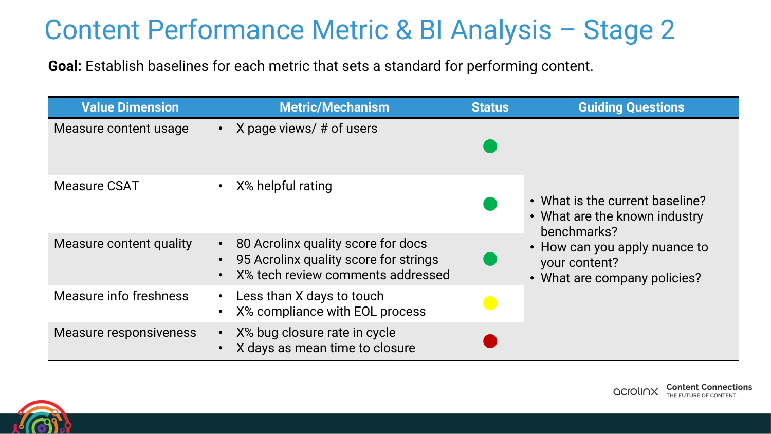# Content Performance Metric & BI Analysis – Stage 2

**Goal:** Establish baselines for each metric that sets a standard for performing content.

| Value Dimension | Metric/Mechanism | Status | Guiding Questions |
|---|---|---|---|
| Measure content usage | • X page views/ # of users | 🟢 | • What is the current baseline?<br>• What are the known industry benchmarks?<br>• How can you apply nuance to your content?<br>• What are company policies? |
| Measure CSAT | • X% helpful rating | 🟢 | |
| Measure content quality | • 80 Acrolinx quality score for docs<br>• 95 Acrolinx quality score for strings<br>• X% tech review comments addressed | 🟢 | |
| Measure info freshness | • Less than X days to touch<br>• X% compliance with EOL process | 🟡 | |
| Measure responsiveness | • X% bug closure rate in cycle<br>• X days as mean time to closure | 🔴 | |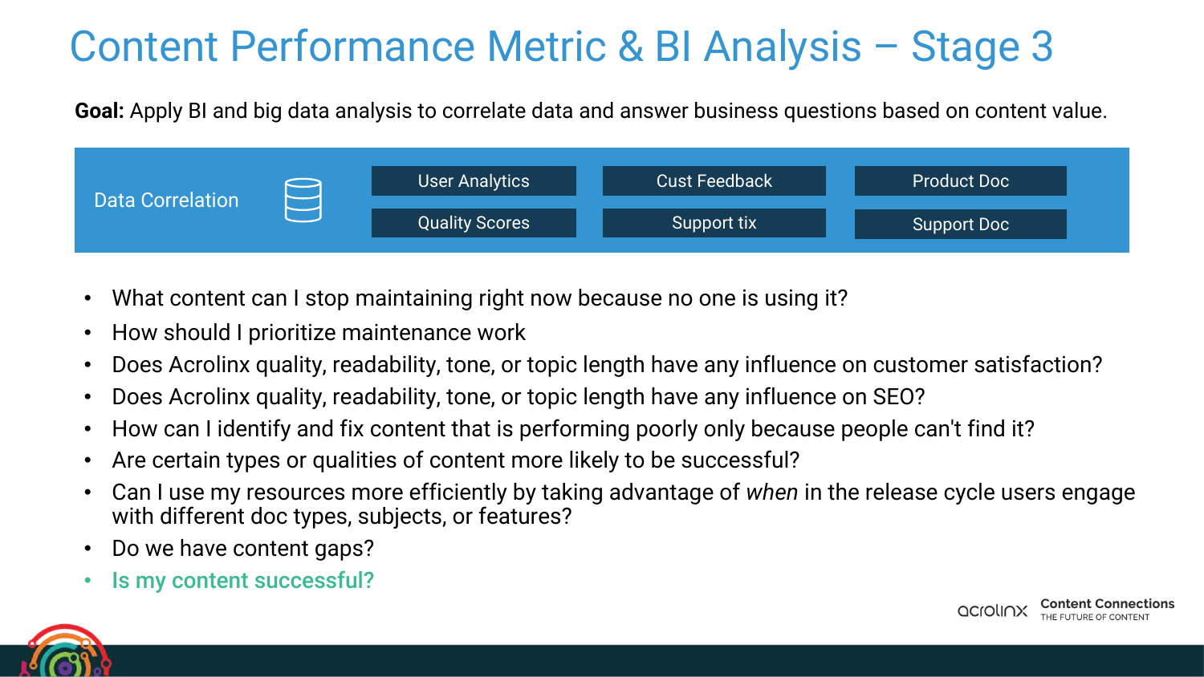# Content Performance Metric & BI Analysis – Stage 3

**Goal:** Apply BI and big data analysis to correlate data and answer business questions based on content value.

Data Correlation

| User Analytics | Cust Feedback | Product Doc |
| --- | --- | --- |
| Quality Scores | Support tix | Support Doc |

- What content can I stop maintaining right now because no one is using it?
- How should I prioritize maintenance work
- Does Acrolinx quality, readability, tone, or topic length have any influence on customer satisfaction?
- Does Acrolinx quality, readability, tone, or topic length have any influence on SEO?
- How can I identify and fix content that is performing poorly only because people can't find it?
- Are certain types or qualities of content more likely to be successful?
- Can I use my resources more efficiently by taking advantage of *when* in the release cycle users engage with different doc types, subjects, or features?
- Do we have content gaps?
- **Is my content successful?**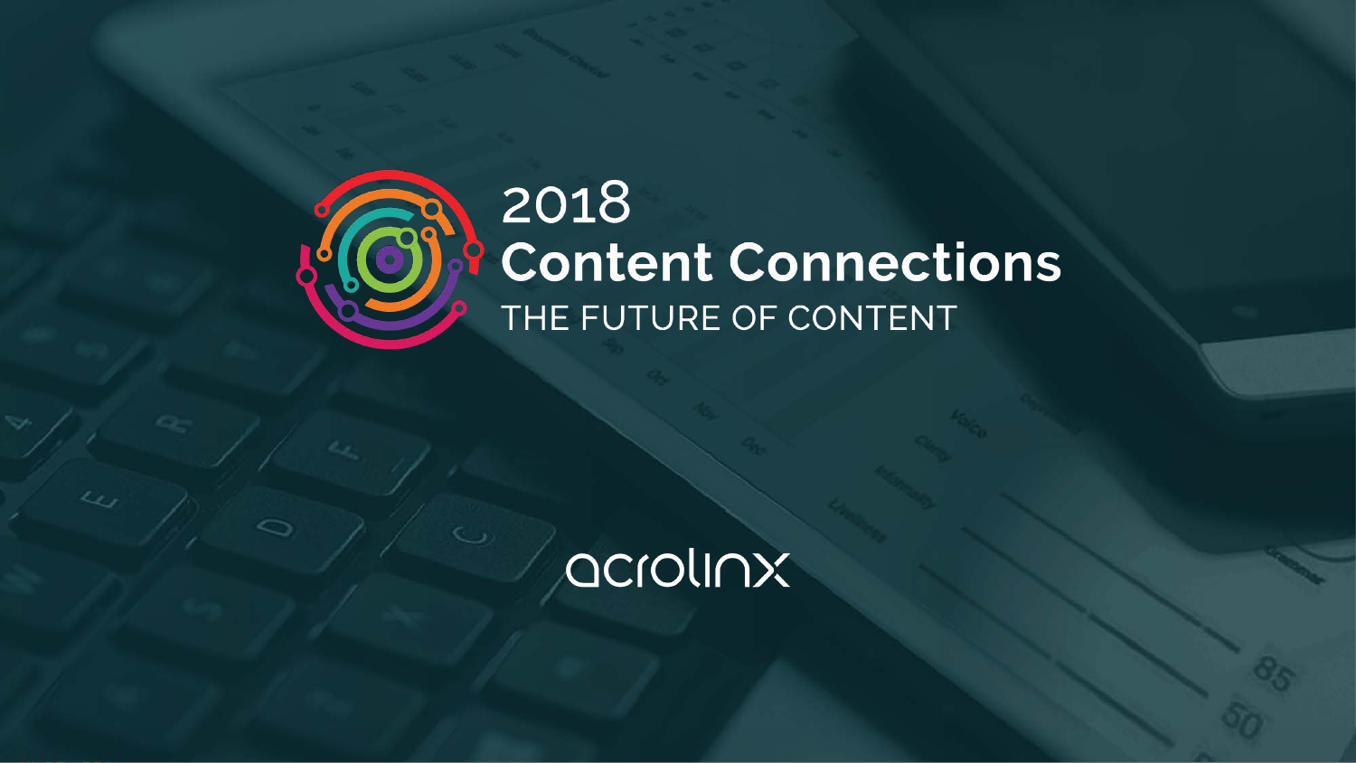2018

# Content Connections

THE FUTURE OF CONTENT

acrolinx